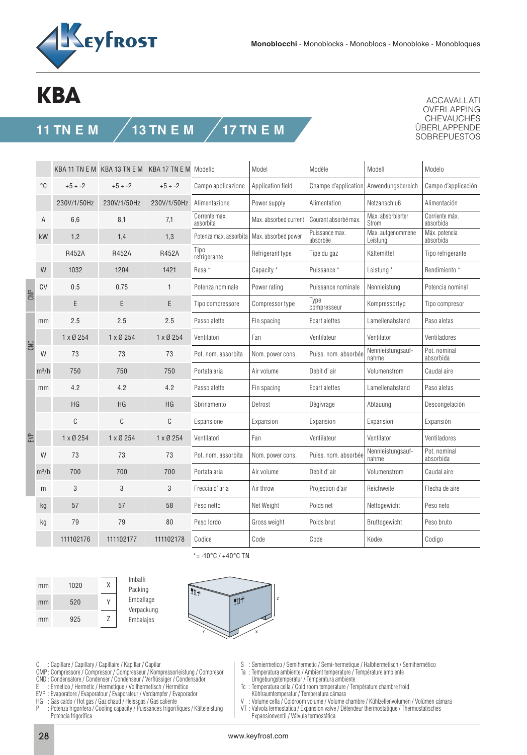# KBA

**11 TN E M** / **13 TN E M** / **17 TN E M**

ACCAVALLATI
OVERLAPPING
CHEVAUCHÉS
ÜBERLAPPENDE
SOBREPUESTOS

| | | KBA 11 TN E M | KBA 13 TN E M | KBA 17 TN E M | Modello | Model | Modèle | Modell | Modelo |
|---|---|---|---|---|---|---|---|---|---|
| | °C | +5 ÷ -2 | +5 ÷ -2 | +5 ÷ -2 | Campo applicazione | Application field | Champe d'application | Anwendungsbereich | Campo d'applicación |
| | | 230V/1/50Hz | 230V/1/50Hz | 230V/1/50Hz | Alimentazione | Power supply | Alimentation | Netzanschluß | Alimentación |
| | A | 6,6 | 8,1 | 7,1 | Corrente max. assorbita | Max. absorbed current | Courant absorbé max. | Max. absorbierter Strom | Corriente máx. absorbida |
| | kW | 1,2 | 1,4 | 1,3 | Potenza max. assorbita | Max. absorbed power | Puissance max. absorbée | Max. aufgenommene Leistung | Máx. potencia absorbida |
| | | R452A | R452A | R452A | Tipo refrigerante | Refrigerant type | Tipe du gaz | Kältemittel | Tipo refrigerante |
| | W | 1032 | 1204 | 1421 | Resa * | Capacity * | Puissance * | Leistung * | Rendimiento * |
| CMP | CV | 0.5 | 0.75 | 1 | Potenza nominale | Power rating | Puissance nominale | Nennleistung | Potencia nominal |
| CMP | | E | E | E | Tipo compressore | Compressor type | Type compresseur | Kompressortyp | Tipo compresor |
| CND | mm | 2.5 | 2.5 | 2.5 | Passo alette | Fin spacing | Ecart alettes | Lamellenabstand | Paso aletas |
| CND | | 1 x Ø 254 | 1 x Ø 254 | 1 x Ø 254 | Ventilatori | Fan | Ventilateur | Ventilator | Ventiladores |
| CND | W | 73 | 73 | 73 | Pot. nom. assorbita | Nom. power cons. | Puiss. nom. absorbée | Nennleistungsaufnahme | Pot. nominal absorbida |
| CND | m³/h | 750 | 750 | 750 | Portata aria | Air volume | Debit d' air | Volumenstrom | Caudal aire |
| EVP | mm | 4.2 | 4.2 | 4.2 | Passo alette | Fin spacing | Ecart alettes | Lamellenabstand | Paso aletas |
| EVP | | HG | HG | HG | Sbrinamento | Defrost | Dègivrage | Abtauung | Descongelación |
| EVP | | C | C | C | Espansione | Expansion | Expansion | Expansion | Expansión |
| EVP | | 1 x Ø 254 | 1 x Ø 254 | 1 x Ø 254 | Ventilatori | Fan | Ventilateur | Ventilator | Ventiladores |
| EVP | W | 73 | 73 | 73 | Pot. nom. assorbita | Nom. power cons. | Puiss. nom. absorbée | Nennleistungsaufnahme | Pot. nominal absorbida |
| EVP | m³/h | 700 | 700 | 700 | Portata aria | Air volume | Debit d' air | Volumenstrom | Caudal aire |
| EVP | m | 3 | 3 | 3 | Freccia d' aria | Air throw | Projection d'air | Reichweite | Flecha de aire |
| | kg | 57 | 57 | 58 | Peso netto | Net Weight | Poids net | Nettogewicht | Peso neto |
| | kg | 79 | 79 | 80 | Peso lordo | Gross weight | Poids brut | Bruttogewicht | Peso bruto |
| | | 111102176 | 111102177 | 111102178 | Codice | Code | Code | Kodex | Codigo |

*= -10°C / +40°C TN

| | | | |
|---|---|---|---|
| mm | 1020 | X | Imballi / Packing / Emballage / Verpackung / Embalajes |
| mm | 520 | Y | |
| mm | 925 | Z | |

C : Capillare / Capillary / Capillaire / Kapillar / Capilar
CMP : Compressore / Compressor / Compresseur / Kompressorleistung / Compresor
CND : Condensatore / Condenser / Condenseur / Verflüssiger / Condensador
E : Ermetico / Hermetic / Hermetique / Vollhermetisch / Hermético
EVP : Evaporatore / Evaporatour / Evaporateur / Verdampfer / Evaporador
HG : Gas caldo / Hot gas / Gaz chaud / Heissgas / Gas caliente
P : Potenza frigorifera / Cooling capacity / Puissances frigorifiques / Kälteleistung Potencia frigorifica

S : Semiermetico / Semihermetic / Semi-hermetique / Halbhermetisch / Semihermético
Ta : Temperatura ambiente / Ambient temperature / Température ambiente Umgebungstemperatur / Temperatura ambiente
Tc : Temperatura cella / Cold room temperature / Température chambre froid Kühlraumtemperatur / Temperatura cámara
V : Volume cella / Coldroom volume / Volume chambre / Kühlzellenvolumen / Volúmen cámara
VT : Valvola termostatica / Expansion valve / Détendeur thermostatique / Thermostatisches Expansionventil / Válvula termostática

www.keyfrost.com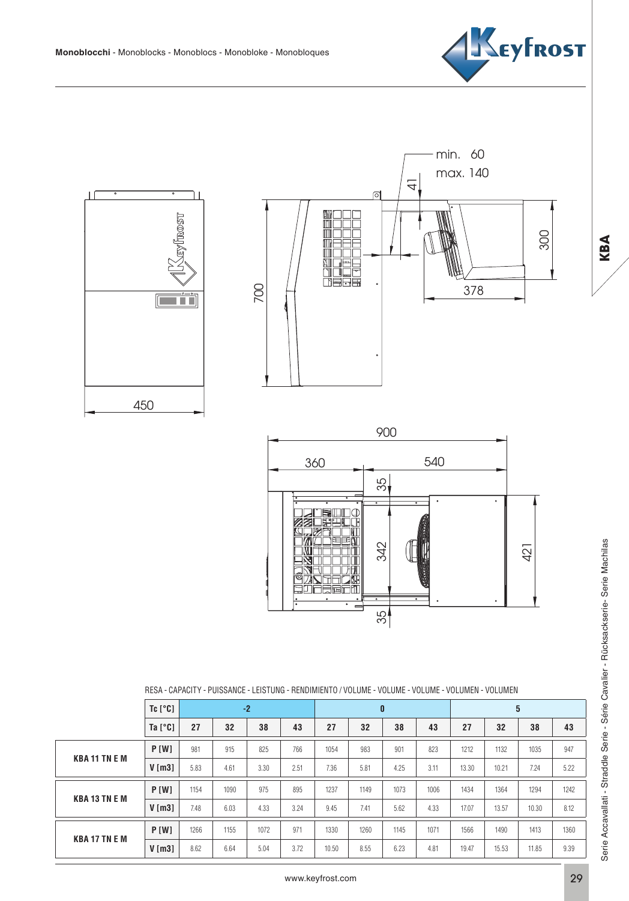**Monoblocchi** - Monoblocks - Monoblocs - Monobloke - Monobloques

450

700

min. 60
max. 140

41

300

378

900

360

540

35

342

35

421

RESA - CAPACITY - PUISSANCE - LEISTUNG - RENDIMIENTO / VOLUME - VOLUME - VOLUME - VOLUMEN - VOLUMEN

| | Tc [°C] | -2 | | | | 0 | | | | 5 | | | |
|---|---|---|---|---|---|---|---|---|---|---|---|---|---|
| | Ta [°C] | 27 | 32 | 38 | 43 | 27 | 32 | 38 | 43 | 27 | 32 | 38 | 43 |
| KBA 11 TN E M | P [W] | 981 | 915 | 825 | 766 | 1054 | 983 | 901 | 823 | 1212 | 1132 | 1035 | 947 |
| | V [m3] | 5.83 | 4.61 | 3.30 | 2.51 | 7.36 | 5.81 | 4.25 | 3.11 | 13.30 | 10.21 | 7.24 | 5.22 |
| KBA 13 TN E M | P [W] | 1154 | 1090 | 975 | 895 | 1237 | 1149 | 1073 | 1006 | 1434 | 1364 | 1294 | 1242 |
| | V [m3] | 7.48 | 6.03 | 4.33 | 3.24 | 9.45 | 7.41 | 5.62 | 4.33 | 17.07 | 13.57 | 10.30 | 8.12 |
| KBA 17 TN E M | P [W] | 1266 | 1155 | 1072 | 971 | 1330 | 1260 | 1145 | 1071 | 1566 | 1490 | 1413 | 1360 |
| | V [m3] | 8.62 | 6.64 | 5.04 | 3.72 | 10.50 | 8.55 | 6.23 | 4.81 | 19.47 | 15.53 | 11.85 | 9.39 |

www.keyfrost.com